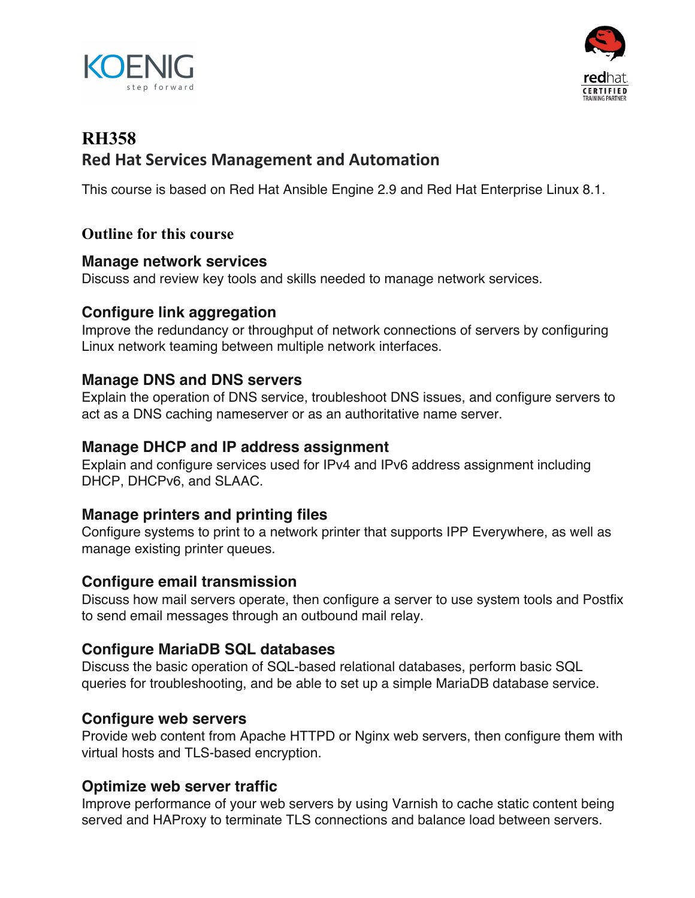# RH358

## Red Hat Services Management and Automation

This course is based on Red Hat Ansible Engine 2.9 and Red Hat Enterprise Linux 8.1.

### Outline for this course

#### Manage network services

Discuss and review key tools and skills needed to manage network services.

#### Configure link aggregation

Improve the redundancy or throughput of network connections of servers by configuring Linux network teaming between multiple network interfaces.

#### Manage DNS and DNS servers

Explain the operation of DNS service, troubleshoot DNS issues, and configure servers to act as a DNS caching nameserver or as an authoritative name server.

#### Manage DHCP and IP address assignment

Explain and configure services used for IPv4 and IPv6 address assignment including DHCP, DHCPv6, and SLAAC.

#### Manage printers and printing files

Configure systems to print to a network printer that supports IPP Everywhere, as well as manage existing printer queues.

#### Configure email transmission

Discuss how mail servers operate, then configure a server to use system tools and Postfix to send email messages through an outbound mail relay.

#### Configure MariaDB SQL databases

Discuss the basic operation of SQL-based relational databases, perform basic SQL queries for troubleshooting, and be able to set up a simple MariaDB database service.

#### Configure web servers

Provide web content from Apache HTTPD or Nginx web servers, then configure them with virtual hosts and TLS-based encryption.

#### Optimize web server traffic

Improve performance of your web servers by using Varnish to cache static content being served and HAProxy to terminate TLS connections and balance load between servers.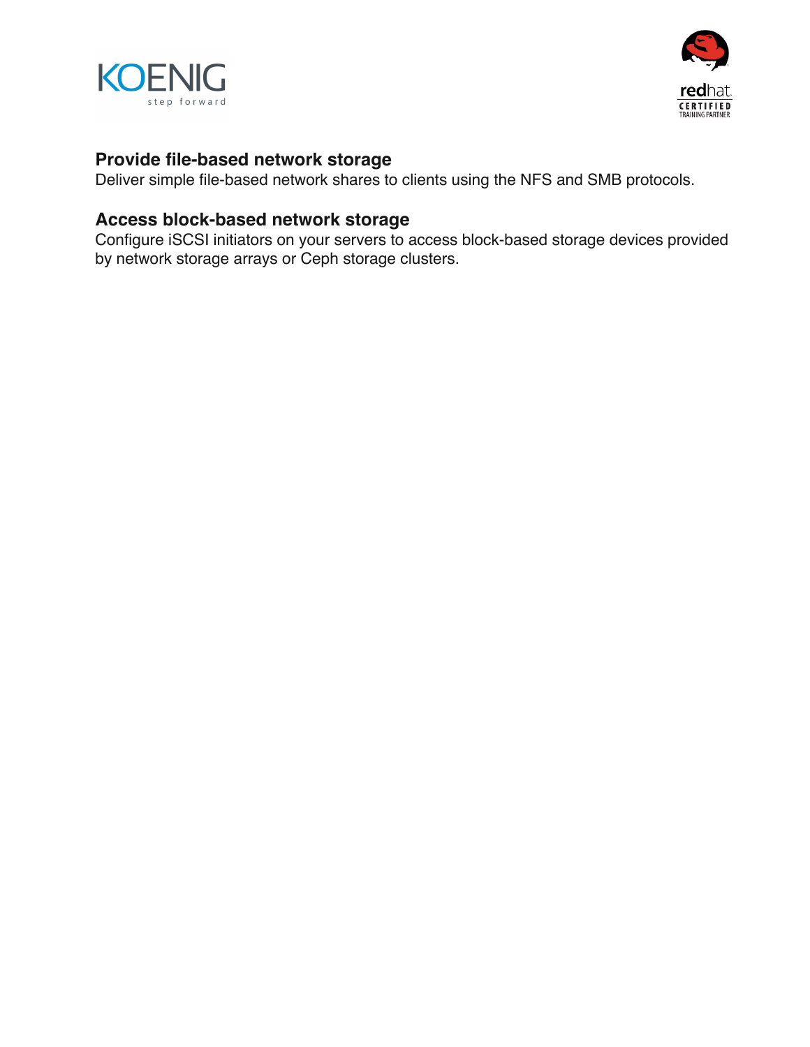### Provide file-based network storage

Deliver simple file-based network shares to clients using the NFS and SMB protocols.

### Access block-based network storage

Configure iSCSI initiators on your servers to access block-based storage devices provided by network storage arrays or Ceph storage clusters.